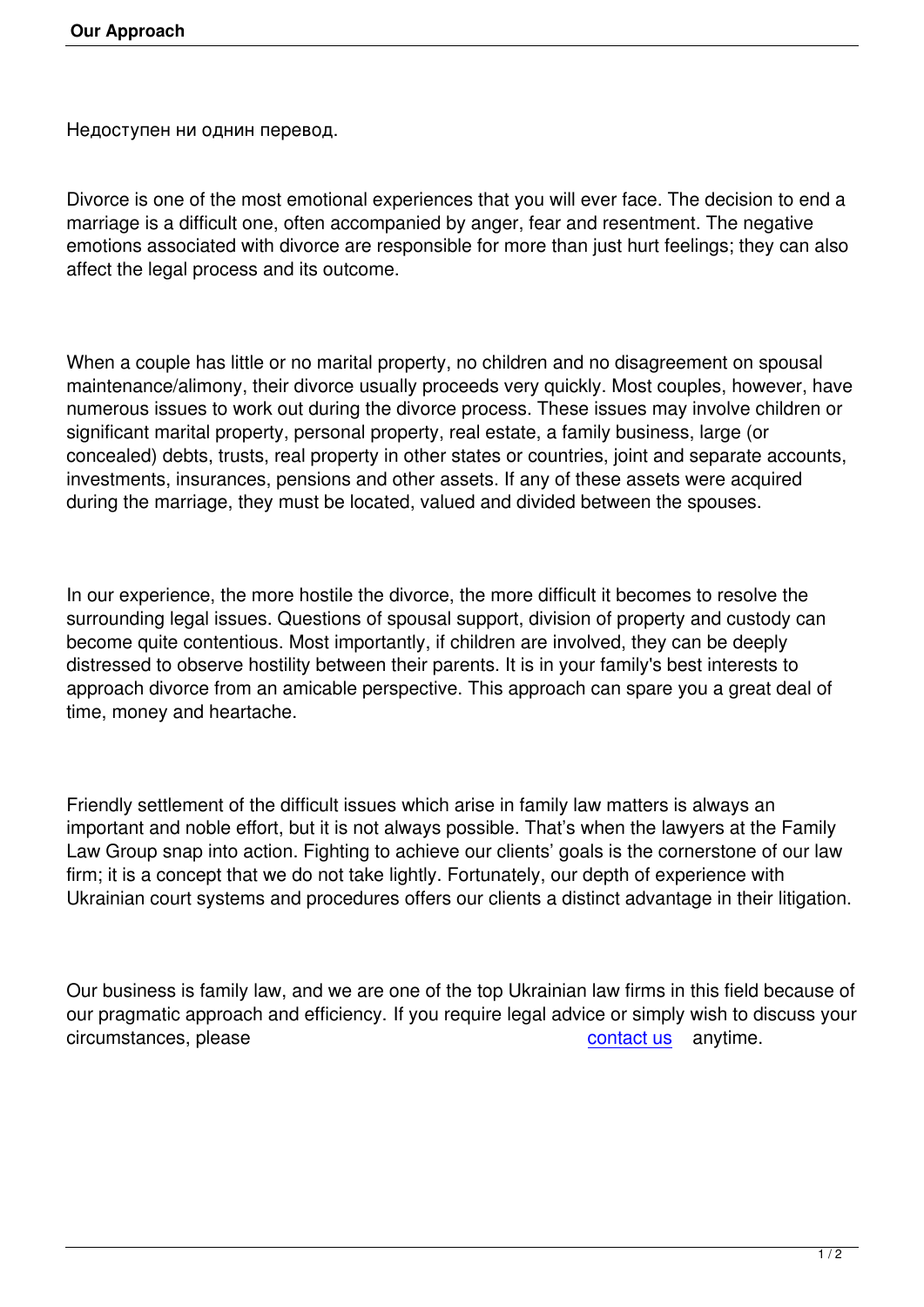# Our Approach

Недоступен ни однин перевод.

Divorce is one of the most emotional experiences that you will ever face. The decision to end a marriage is a difficult one, often accompanied by anger, fear and resentment. The negative emotions associated with divorce are responsible for more than just hurt feelings; they can also affect the legal process and its outcome.

When a couple has little or no marital property, no children and no disagreement on spousal maintenance/alimony, their divorce usually proceeds very quickly. Most couples, however, have numerous issues to work out during the divorce process. These issues may involve children or significant marital property, personal property, real estate, a family business, large (or concealed) debts, trusts, real property in other states or countries, joint and separate accounts, investments, insurances, pensions and other assets. If any of these assets were acquired during the marriage, they must be located, valued and divided between the spouses.

In our experience, the more hostile the divorce, the more difficult it becomes to resolve the surrounding legal issues. Questions of spousal support, division of property and custody can become quite contentious. Most importantly, if children are involved, they can be deeply distressed to observe hostility between their parents. It is in your family's best interests to approach divorce from an amicable perspective. This approach can spare you a great deal of time, money and heartache.

Friendly settlement of the difficult issues which arise in family law matters is always an important and noble effort, but it is not always possible. That's when the lawyers at the Family Law Group snap into action. Fighting to achieve our clients' goals is the cornerstone of our law firm; it is a concept that we do not take lightly. Fortunately, our depth of experience with Ukrainian court systems and procedures offers our clients a distinct advantage in their litigation.

Our business is family law, and we are one of the top Ukrainian law firms in this field because of our pragmatic approach and efficiency. If you require legal advice or simply wish to discuss your circumstances, please contact us anytime.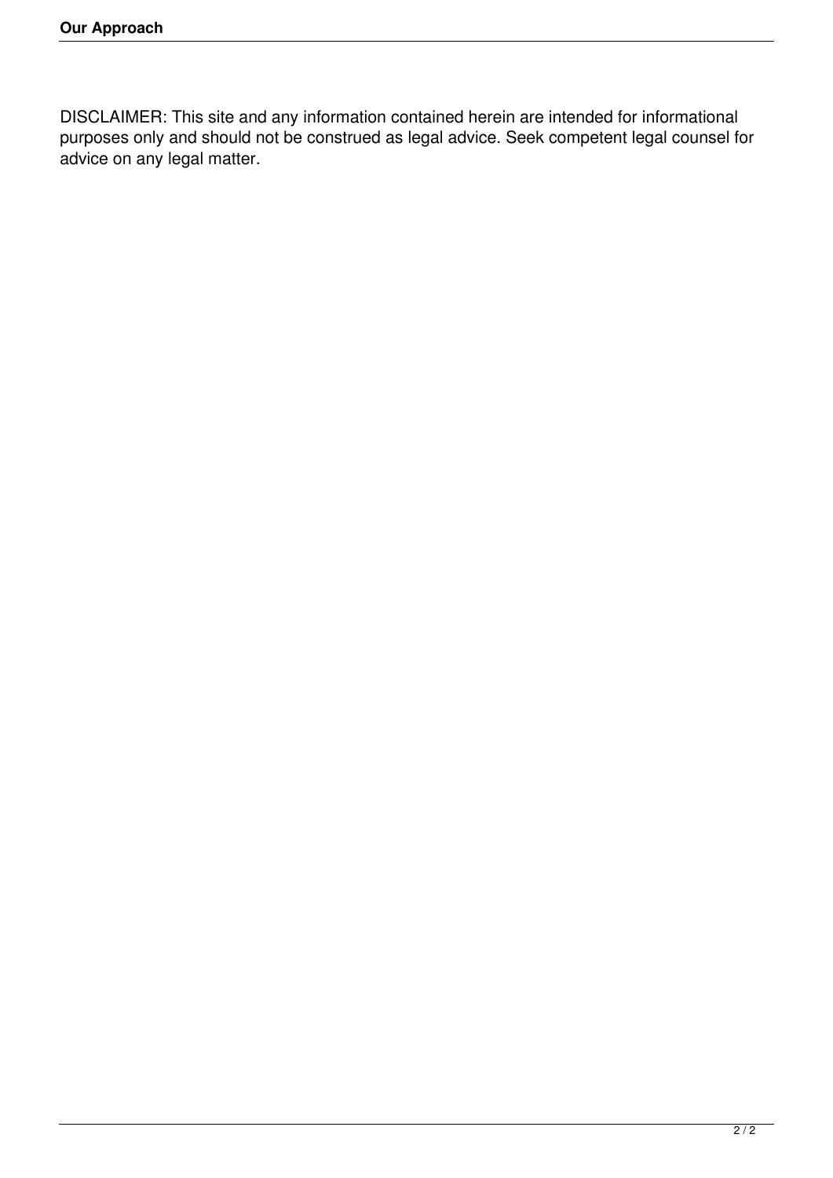DISCLAIMER: This site and any information contained herein are intended for informational purposes only and should not be construed as legal advice. Seek competent legal counsel for advice on any legal matter.